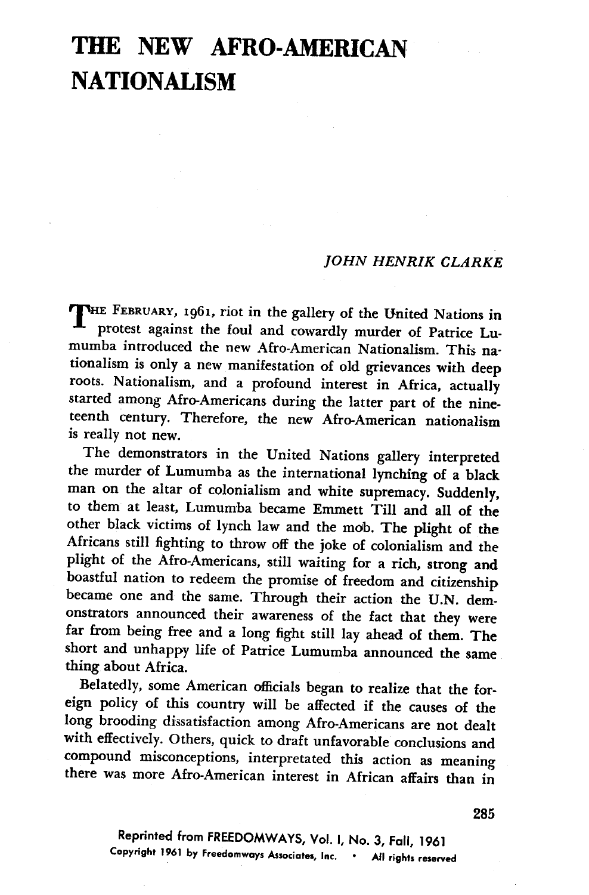# THE NEW AFRO-AMERICAN NATIONALISM

*JOHN HENRIK CLARKE*

THE FEBRUARY, 1961, riot in the gallery of the United Nations in protest against the foul and cowardly murder of Patrice Lumumba introduced the new Afro-American Nationalism. This nationalism is only a new manifestation of old grievances with deep roots. Nationalism, and a profound interest in Africa, actually started among Afro-Americans during the latter part of the nineteenth century. Therefore, the new Afro-American nationalism is really not new.

The demonstrators in the United Nations gallery interpreted the murder of Lumumba as the international lynching of a black man on the altar of colonialism and white supremacy. Suddenly, to them at least, Lumumba became Emmett Till and all of the other black victims of lynch law and the mob. The plight of the Africans still fighting to throw off the joke of colonialism and the plight of the Afro-Americans, still waiting for a rich, strong and boastful nation to redeem the promise of freedom and citizenship became one and the same. Through their action the U.N. demonstrators announced their awareness of the fact that they were far from being free and a long fight still lay ahead of them. The short and unhappy life of Patrice Lumumba announced the same thing about Africa.

Belatedly, some American officials began to realize that the foreign policy of this country will be affected if the causes of the long brooding dissatisfaction among Afro-Americans are not dealt with effectively. Others, quick to draft unfavorable conclusions and compound misconceptions, interpretated this action as meaning there was more Afro-American interest in African affairs than in

Reprinted from FREEDOMWAYS, Vol. I, No. 3, Fall, 1961
Copyright 1961 by Freedomways Associates, Inc. • All rights reserved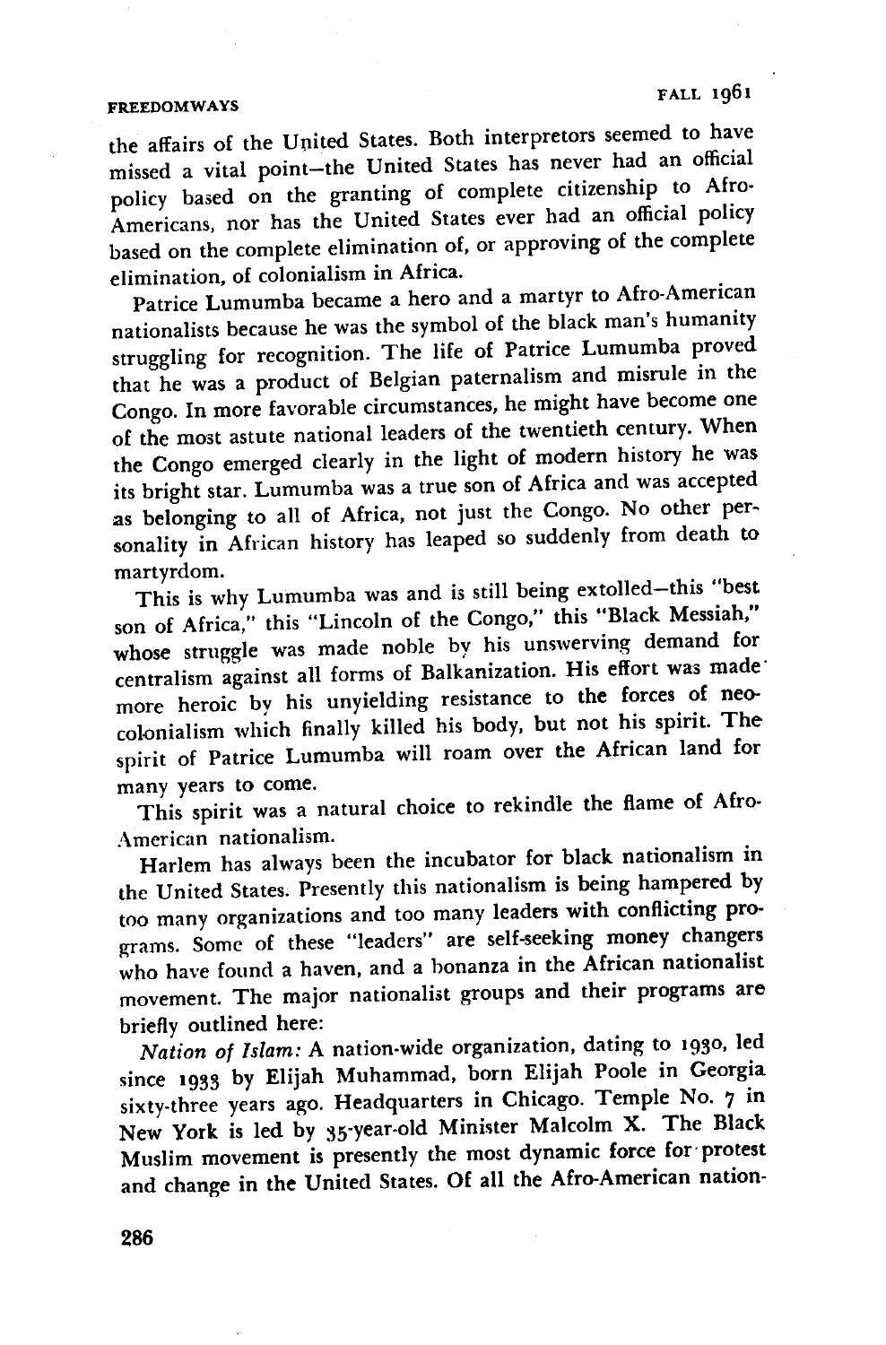the affairs of the United States. Both interpretors seemed to have missed a vital point—the United States has never had an official policy based on the granting of complete citizenship to Afro-Americans, nor has the United States ever had an official policy based on the complete elimination of, or approving of the complete elimination, of colonialism in Africa.

Patrice Lumumba became a hero and a martyr to Afro-American nationalists because he was the symbol of the black man's humanity struggling for recognition. The life of Patrice Lumumba proved that he was a product of Belgian paternalism and misrule in the Congo. In more favorable circumstances, he might have become one of the most astute national leaders of the twentieth century. When the Congo emerged clearly in the light of modern history he was its bright star. Lumumba was a true son of Africa and was accepted as belonging to all of Africa, not just the Congo. No other personality in African history has leaped so suddenly from death to martyrdom.

This is why Lumumba was and is still being extolled—this "best son of Africa," this "Lincoln of the Congo," this "Black Messiah," whose struggle was made noble by his unswerving demand for centralism against all forms of Balkanization. His effort was made more heroic by his unyielding resistance to the forces of neo-colonialism which finally killed his body, but not his spirit. The spirit of Patrice Lumumba will roam over the African land for many years to come.

This spirit was a natural choice to rekindle the flame of Afro-American nationalism.

Harlem has always been the incubator for black nationalism in the United States. Presently this nationalism is being hampered by too many organizations and too many leaders with conflicting programs. Some of these "leaders" are self-seeking money changers who have found a haven, and a bonanza in the African nationalist movement. The major nationalist groups and their programs are briefly outlined here:

*Nation of Islam:* A nation-wide organization, dating to 1930, led since 1933 by Elijah Muhammad, born Elijah Poole in Georgia sixty-three years ago. Headquarters in Chicago. Temple No. 7 in New York is led by 35-year-old Minister Malcolm X. The Black Muslim movement is presently the most dynamic force for protest and change in the United States. Of all the Afro-American nation-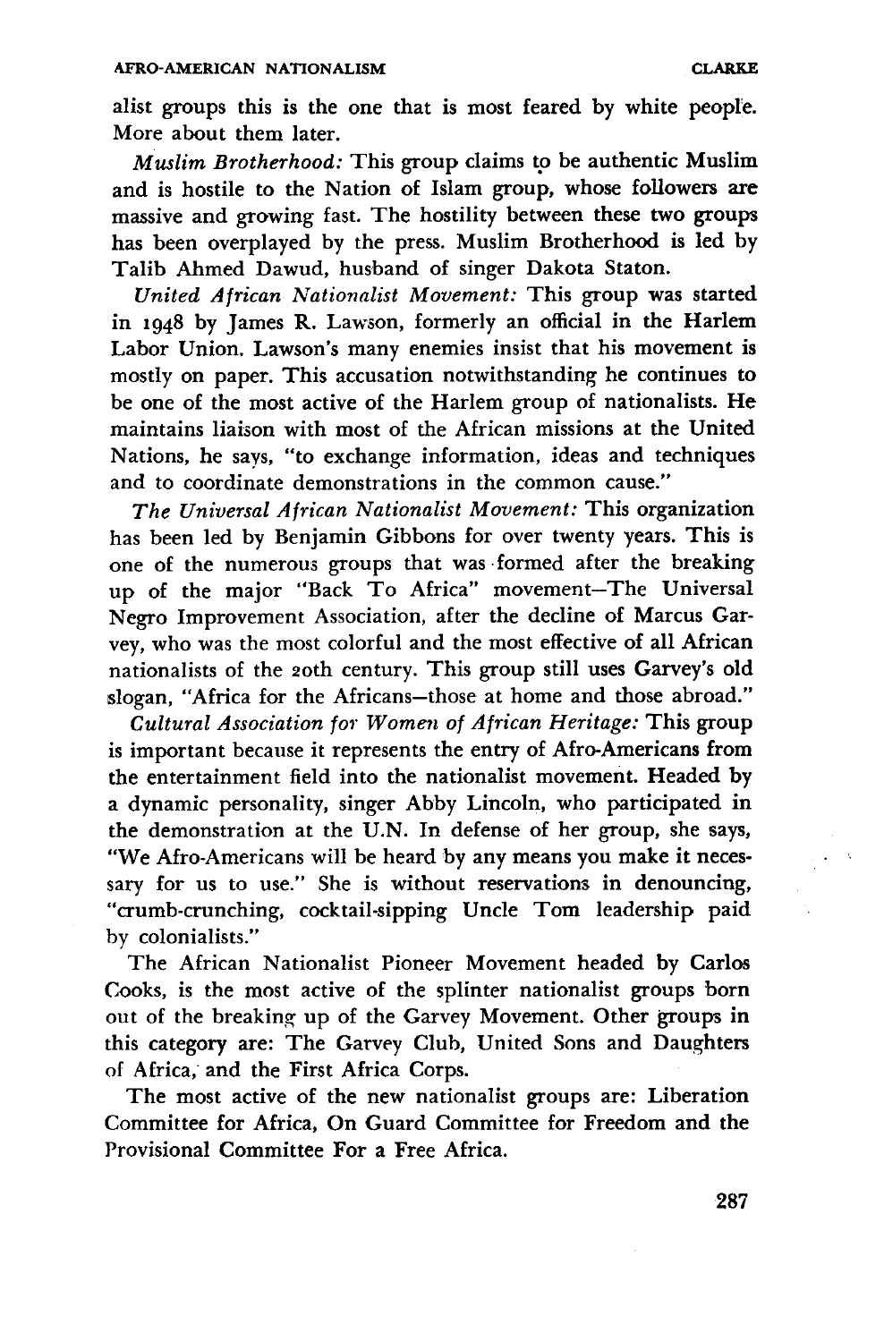alist groups this is the one that is most feared by white people. More about them later.

*Muslim Brotherhood:* This group claims to be authentic Muslim and is hostile to the Nation of Islam group, whose followers are massive and growing fast. The hostility between these two groups has been overplayed by the press. Muslim Brotherhood is led by Talib Ahmed Dawud, husband of singer Dakota Staton.

*United African Nationalist Movement:* This group was started in 1948 by James R. Lawson, formerly an official in the Harlem Labor Union. Lawson's many enemies insist that his movement is mostly on paper. This accusation notwithstanding he continues to be one of the most active of the Harlem group of nationalists. He maintains liaison with most of the African missions at the United Nations, he says, "to exchange information, ideas and techniques and to coordinate demonstrations in the common cause."

*The Universal African Nationalist Movement:* This organization has been led by Benjamin Gibbons for over twenty years. This is one of the numerous groups that was formed after the breaking up of the major "Back To Africa" movement—The Universal Negro Improvement Association, after the decline of Marcus Garvey, who was the most colorful and the most effective of all African nationalists of the 20th century. This group still uses Garvey's old slogan, "Africa for the Africans—those at home and those abroad."

*Cultural Association for Women of African Heritage:* This group is important because it represents the entry of Afro-Americans from the entertainment field into the nationalist movement. Headed by a dynamic personality, singer Abby Lincoln, who participated in the demonstration at the U.N. In defense of her group, she says, "We Afro-Americans will be heard by any means you make it necessary for us to use." She is without reservations in denouncing, "crumb-crunching, cocktail-sipping Uncle Tom leadership paid by colonialists."

The African Nationalist Pioneer Movement headed by Carlos Cooks, is the most active of the splinter nationalist groups born out of the breaking up of the Garvey Movement. Other groups in this category are: The Garvey Club, United Sons and Daughters of Africa, and the First Africa Corps.

The most active of the new nationalist groups are: Liberation Committee for Africa, On Guard Committee for Freedom and the Provisional Committee For a Free Africa.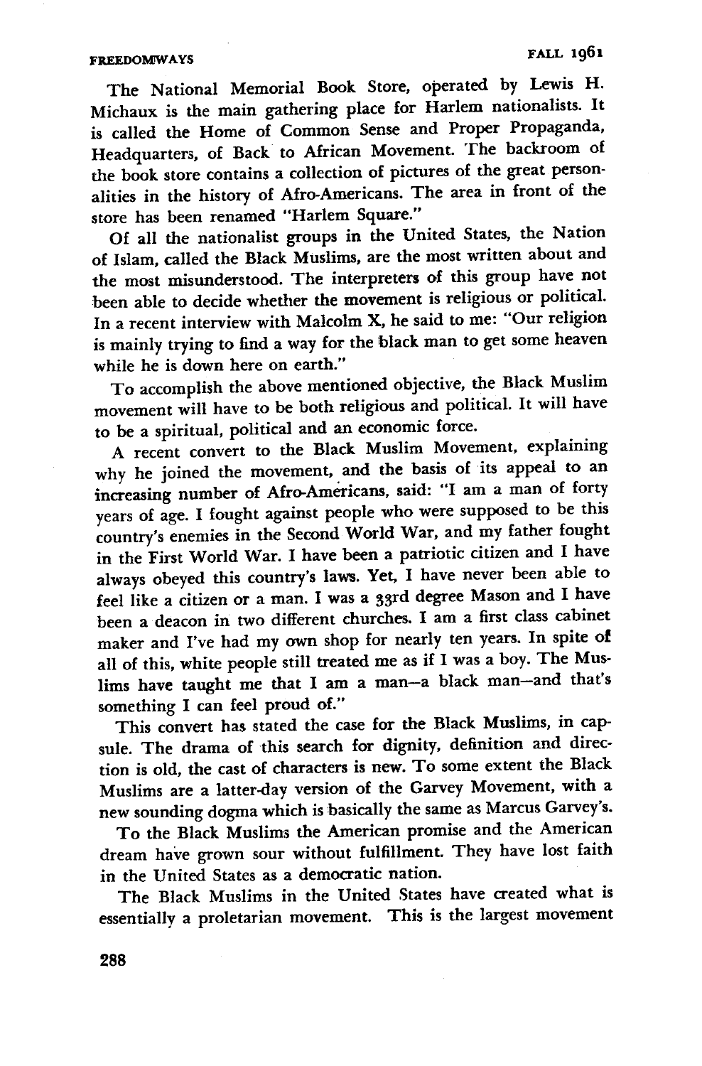The National Memorial Book Store, operated by Lewis H. Michaux is the main gathering place for Harlem nationalists. It is called the Home of Common Sense and Proper Propaganda, Headquarters, of Back to African Movement. The backroom of the book store contains a collection of pictures of the great personalities in the history of Afro-Americans. The area in front of the store has been renamed "Harlem Square."

Of all the nationalist groups in the United States, the Nation of Islam, called the Black Muslims, are the most written about and the most misunderstood. The interpreters of this group have not been able to decide whether the movement is religious or political. In a recent interview with Malcolm X, he said to me: "Our religion is mainly trying to find a way for the black man to get some heaven while he is down here on earth."

To accomplish the above mentioned objective, the Black Muslim movement will have to be both religious and political. It will have to be a spiritual, political and an economic force.

A recent convert to the Black Muslim Movement, explaining why he joined the movement, and the basis of its appeal to an increasing number of Afro-Americans, said: "I am a man of forty years of age. I fought against people who were supposed to be this country's enemies in the Second World War, and my father fought in the First World War. I have been a patriotic citizen and I have always obeyed this country's laws. Yet, I have never been able to feel like a citizen or a man. I was a 33rd degree Mason and I have been a deacon in two different churches. I am a first class cabinet maker and I've had my own shop for nearly ten years. In spite of all of this, white people still treated me as if I was a boy. The Muslims have taught me that I am a man—a black man—and that's something I can feel proud of."

This convert has stated the case for the Black Muslims, in capsule. The drama of this search for dignity, definition and direction is old, the cast of characters is new. To some extent the Black Muslims are a latter-day version of the Garvey Movement, with a new sounding dogma which is basically the same as Marcus Garvey's.

To the Black Muslims the American promise and the American dream have grown sour without fulfillment. They have lost faith in the United States as a democratic nation.

The Black Muslims in the United States have created what is essentially a proletarian movement. This is the largest movement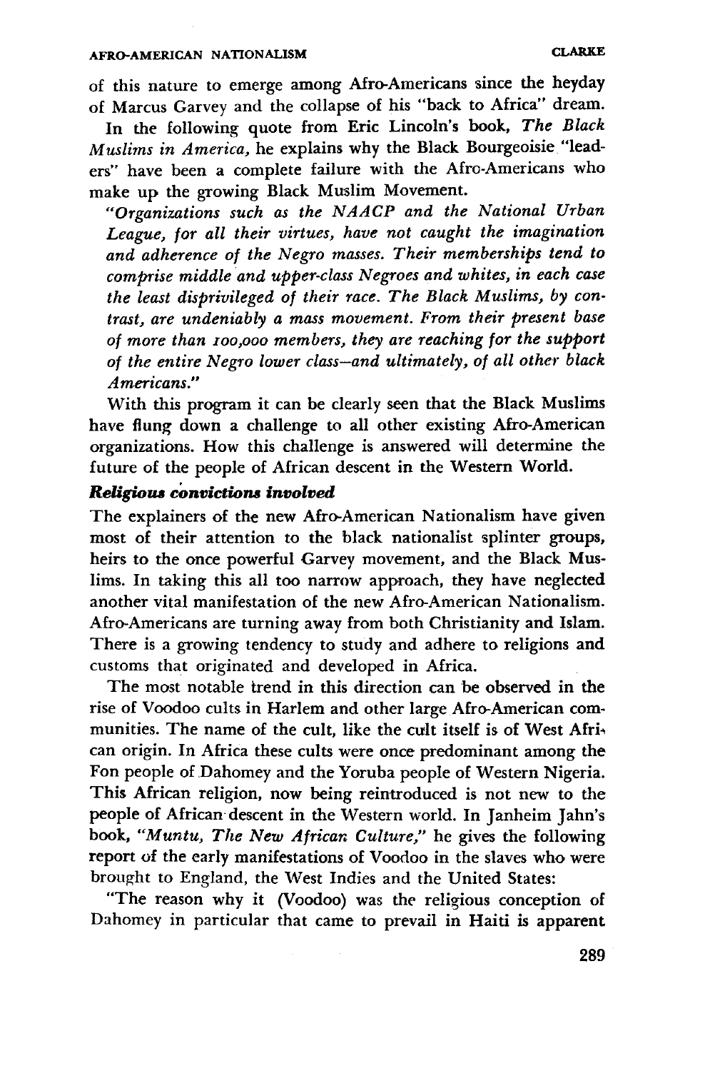of this nature to emerge among Afro-Americans since the heyday of Marcus Garvey and the collapse of his "back to Africa" dream.

In the following quote from Eric Lincoln's book, *The Black Muslims in America,* he explains why the Black Bourgeoisie "leaders" have been a complete failure with the Afro-Americans who make up the growing Black Muslim Movement.

*"Organizations such as the NAACP and the National Urban League, for all their virtues, have not caught the imagination and adherence of the Negro masses. Their memberships tend to comprise middle and upper-class Negroes and whites, in each case the least disprivileged of their race. The Black Muslims, by contrast, are undeniably a mass movement. From their present base of more than 100,000 members, they are reaching for the support of the entire Negro lower class—and ultimately, of all other black Americans."*

With this program it can be clearly seen that the Black Muslims have flung down a challenge to all other existing Afro-American organizations. How this challenge is answered will determine the future of the people of African descent in the Western World.

### *Religious convictions involved*

The explainers of the new Afro-American Nationalism have given most of their attention to the black nationalist splinter groups, heirs to the once powerful Garvey movement, and the Black Muslims. In taking this all too narrow approach, they have neglected another vital manifestation of the new Afro-American Nationalism. Afro-Americans are turning away from both Christianity and Islam. There is a growing tendency to study and adhere to religions and customs that originated and developed in Africa.

The most notable trend in this direction can be observed in the rise of Voodoo cults in Harlem and other large Afro-American communities. The name of the cult, like the cult itself is of West African origin. In Africa these cults were once predominant among the Fon people of Dahomey and the Yoruba people of Western Nigeria. This African religion, now being reintroduced is not new to the people of African descent in the Western world. In Janheim Jahn's book, *"Muntu, The New African Culture,"* he gives the following report of the early manifestations of Voodoo in the slaves who were brought to England, the West Indies and the United States:

"The reason why it (Voodoo) was the religious conception of Dahomey in particular that came to prevail in Haiti is apparent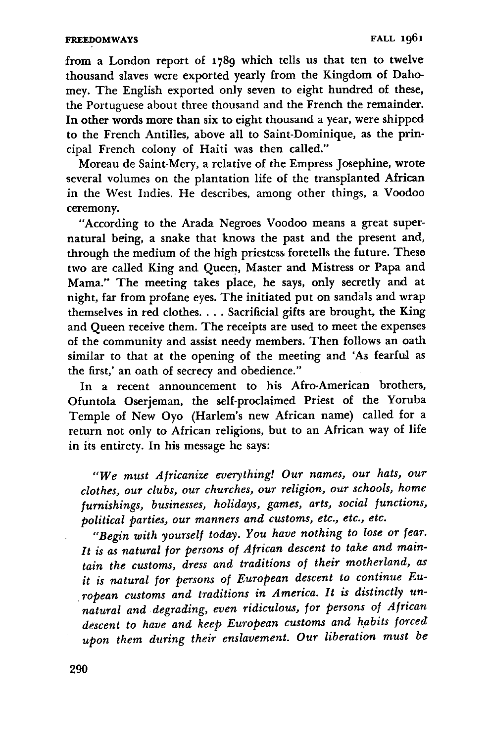from a London report of 1789 which tells us that ten to twelve thousand slaves were exported yearly from the Kingdom of Dahomey. The English exported only seven to eight hundred of these, the Portuguese about three thousand and the French the remainder. In other words more than six to eight thousand a year, were shipped to the French Antilles, above all to Saint-Dominique, as the principal French colony of Haiti was then called."

Moreau de Saint-Mery, a relative of the Empress Josephine, wrote several volumes on the plantation life of the transplanted African in the West Indies. He describes, among other things, a Voodoo ceremony.

"According to the Arada Negroes Voodoo means a great supernatural being, a snake that knows the past and the present and, through the medium of the high priestess foretells the future. These two are called King and Queen, Master and Mistress or Papa and Mama." The meeting takes place, he says, only secretly and at night, far from profane eyes. The initiated put on sandals and wrap themselves in red clothes. . . . Sacrificial gifts are brought, the King and Queen receive them. The receipts are used to meet the expenses of the community and assist needy members. Then follows an oath similar to that at the opening of the meeting and 'As fearful as the first,' an oath of secrecy and obedience."

In a recent announcement to his Afro-American brothers, Ofuntola Oserjeman, the self-proclaimed Priest of the Yoruba Temple of New Oyo (Harlem's new African name) called for a return not only to African religions, but to an African way of life in its entirety. In his message he says:

> *"We must Africanize everything! Our names, our hats, our clothes, our clubs, our churches, our religion, our schools, home furnishings, businesses, holidays, games, arts, social functions, political parties, our manners and customs, etc., etc., etc.*
>
> *"Begin with yourself today. You have nothing to lose or fear. It is as natural for persons of African descent to take and maintain the customs, dress and traditions of their motherland, as it is natural for persons of European descent to continue European customs and traditions in America. It is distinctly unnatural and degrading, even ridiculous, for persons of African descent to have and keep European customs and habits forced upon them during their enslavement. Our liberation must be*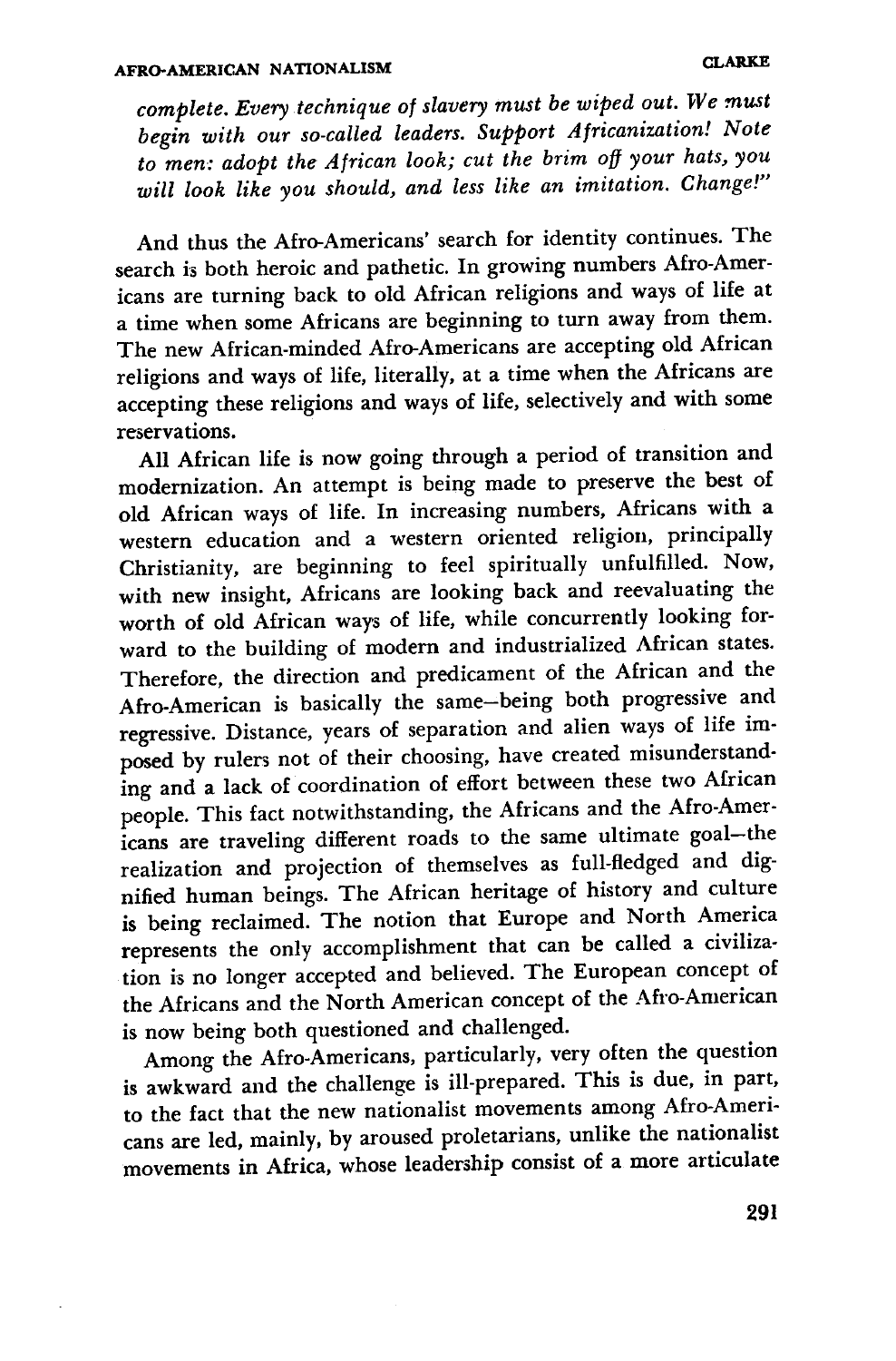*complete. Every technique of slavery must be wiped out. We must begin with our so-called leaders. Support Africanization! Note to men: adopt the African look; cut the brim off your hats, you will look like you should, and less like an imitation. Change!"*

And thus the Afro-Americans' search for identity continues. The search is both heroic and pathetic. In growing numbers Afro-Americans are turning back to old African religions and ways of life at a time when some Africans are beginning to turn away from them. The new African-minded Afro-Americans are accepting old African religions and ways of life, literally, at a time when the Africans are accepting these religions and ways of life, selectively and with some reservations.

All African life is now going through a period of transition and modernization. An attempt is being made to preserve the best of old African ways of life. In increasing numbers, Africans with a western education and a western oriented religion, principally Christianity, are beginning to feel spiritually unfulfilled. Now, with new insight, Africans are looking back and reevaluating the worth of old African ways of life, while concurrently looking forward to the building of modern and industrialized African states. Therefore, the direction and predicament of the African and the Afro-American is basically the same—being both progressive and regressive. Distance, years of separation and alien ways of life imposed by rulers not of their choosing, have created misunderstanding and a lack of coordination of effort between these two African people. This fact notwithstanding, the Africans and the Afro-Americans are traveling different roads to the same ultimate goal—the realization and projection of themselves as full-fledged and dignified human beings. The African heritage of history and culture is being reclaimed. The notion that Europe and North America represents the only accomplishment that can be called a civilization is no longer accepted and believed. The European concept of the Africans and the North American concept of the Afro-American is now being both questioned and challenged.

Among the Afro-Americans, particularly, very often the question is awkward and the challenge is ill-prepared. This is due, in part, to the fact that the new nationalist movements among Afro-Americans are led, mainly, by aroused proletarians, unlike the nationalist movements in Africa, whose leadership consist of a more articulate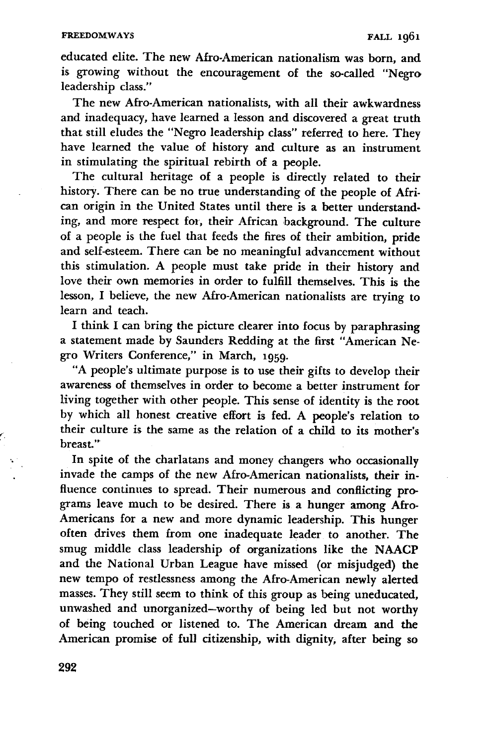educated elite. The new Afro-American nationalism was born, and is growing without the encouragement of the so-called "Negro leadership class."

The new Afro-American nationalists, with all their awkwardness and inadequacy, have learned a lesson and discovered a great truth that still eludes the "Negro leadership class" referred to here. They have learned the value of history and culture as an instrument in stimulating the spiritual rebirth of a people.

The cultural heritage of a people is directly related to their history. There can be no true understanding of the people of African origin in the United States until there is a better understanding, and more respect for, their African background. The culture of a people is the fuel that feeds the fires of their ambition, pride and self-esteem. There can be no meaningful advancement without this stimulation. A people must take pride in their history and love their own memories in order to fulfill themselves. This is the lesson, I believe, the new Afro-American nationalists are trying to learn and teach.

I think I can bring the picture clearer into focus by paraphrasing a statement made by Saunders Redding at the first "American Negro Writers Conference," in March, 1959.

"A people's ultimate purpose is to use their gifts to develop their awareness of themselves in order to become a better instrument for living together with other people. This sense of identity is the root by which all honest creative effort is fed. A people's relation to their culture is the same as the relation of a child to its mother's breast."

In spite of the charlatans and money changers who occasionally invade the camps of the new Afro-American nationalists, their influence continues to spread. Their numerous and conflicting programs leave much to be desired. There is a hunger among Afro-Americans for a new and more dynamic leadership. This hunger often drives them from one inadequate leader to another. The smug middle class leadership of organizations like the NAACP and the National Urban League have missed (or misjudged) the new tempo of restlessness among the Afro-American newly alerted masses. They still seem to think of this group as being uneducated, unwashed and unorganized—worthy of being led but not worthy of being touched or listened to. The American dream and the American promise of full citizenship, with dignity, after being so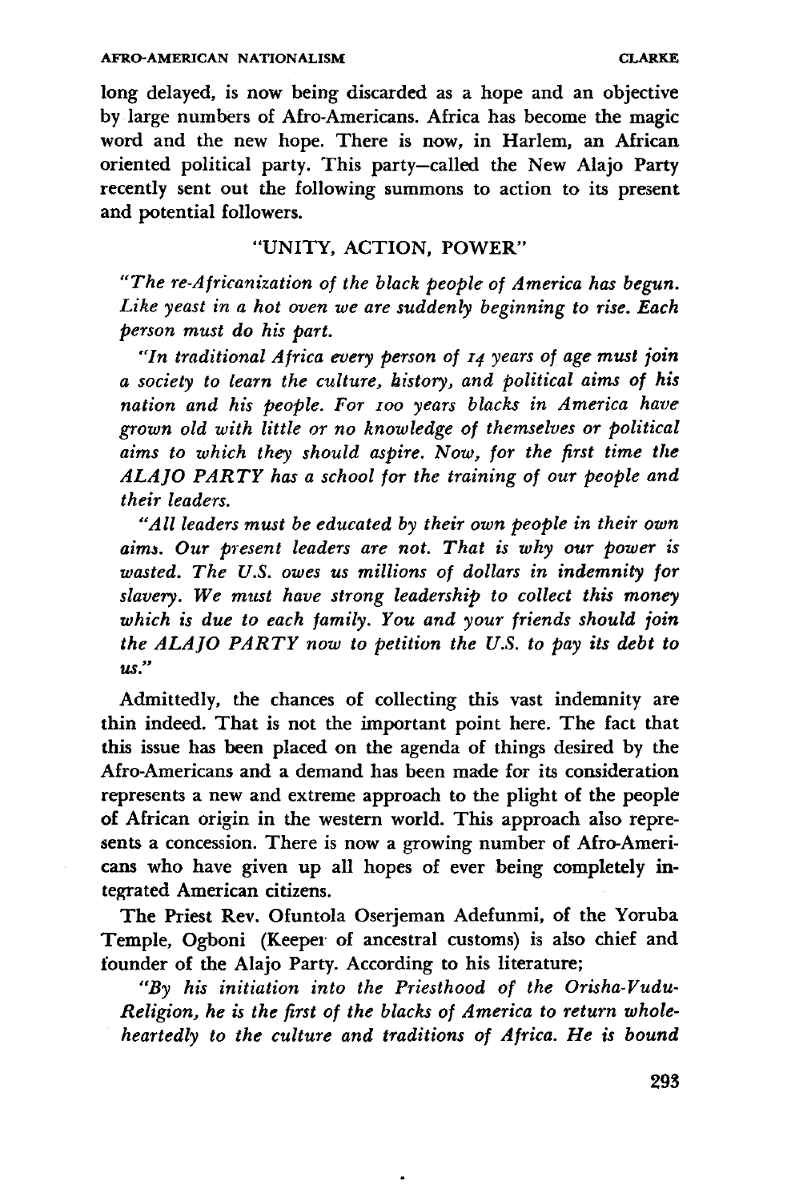long delayed, is now being discarded as a hope and an objective by large numbers of Afro-Americans. Africa has become the magic word and the new hope. There is now, in Harlem, an African oriented political party. This party—called the New Alajo Party recently sent out the following summons to action to its present and potential followers.

"UNITY, ACTION, POWER"

*"The re-Africanization of the black people of America has begun. Like yeast in a hot oven we are suddenly beginning to rise. Each person must do his part.*

*"In traditional Africa every person of 14 years of age must join a society to learn the culture, history, and political aims of his nation and his people. For 100 years blacks in America have grown old with little or no knowledge of themselves or political aims to which they should aspire. Now, for the first time the ALAJO PARTY has a school for the training of our people and their leaders.*

*"All leaders must be educated by their own people in their own aims. Our present leaders are not. That is why our power is wasted. The U.S. owes us millions of dollars in indemnity for slavery. We must have strong leadership to collect this money which is due to each family. You and your friends should join the ALAJO PARTY now to petition the U.S. to pay its debt to us."*

Admittedly, the chances of collecting this vast indemnity are thin indeed. That is not the important point here. The fact that this issue has been placed on the agenda of things desired by the Afro-Americans and a demand has been made for its consideration represents a new and extreme approach to the plight of the people of African origin in the western world. This approach also represents a concession. There is now a growing number of Afro-Americans who have given up all hopes of ever being completely integrated American citizens.

The Priest Rev. Ofuntola Oserjeman Adefunmi, of the Yoruba Temple, Ogboni (Keeper of ancestral customs) is also chief and founder of the Alajo Party. According to his literature;

*"By his initiation into the Priesthood of the Orisha-Vudu-Religion, he is the first of the blacks of America to return wholeheartedly to the culture and traditions of Africa. He is bound*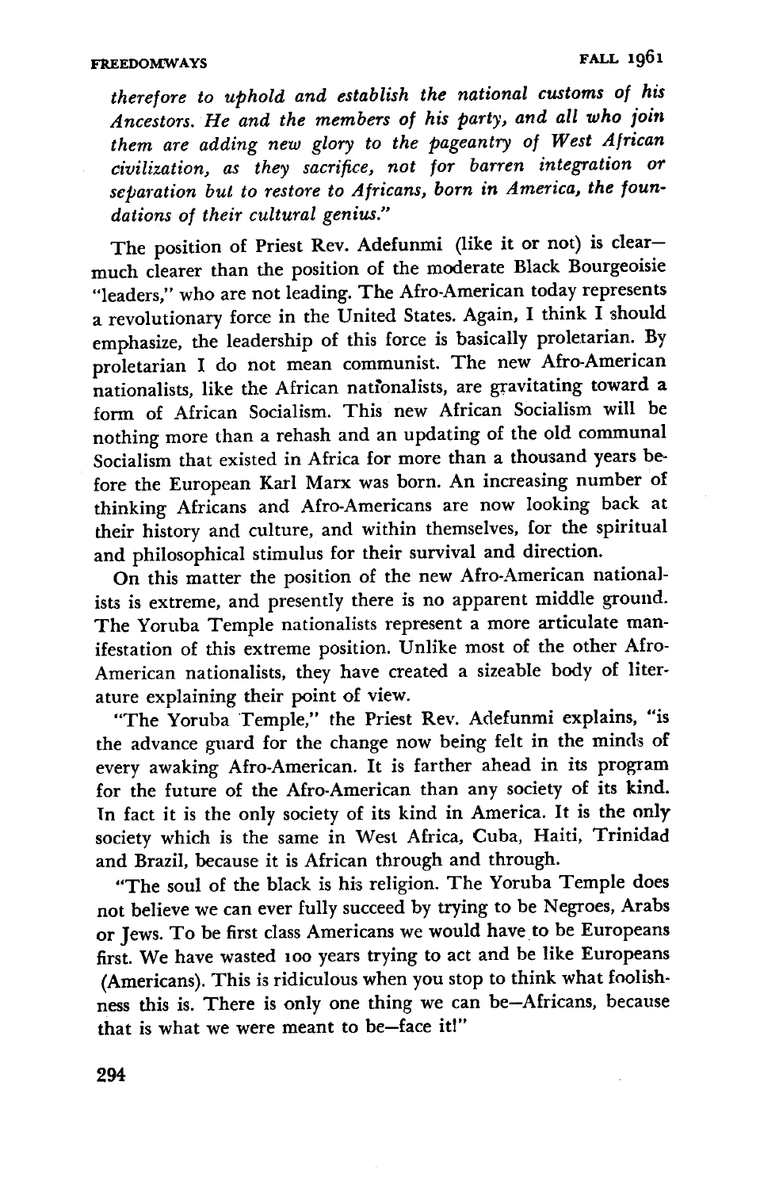*therefore to uphold and establish the national customs of his Ancestors. He and the members of his party, and all who join them are adding new glory to the pageantry of West African civilization, as they sacrifice, not for barren integration or separation but to restore to Africans, born in America, the foundations of their cultural genius."*

The position of Priest Rev. Adefunmi (like it or not) is clear—much clearer than the position of the moderate Black Bourgeoisie "leaders," who are not leading. The Afro-American today represents a revolutionary force in the United States. Again, I think I should emphasize, the leadership of this force is basically proletarian. By proletarian I do not mean communist. The new Afro-American nationalists, like the African nationalists, are gravitating toward a form of African Socialism. This new African Socialism will be nothing more than a rehash and an updating of the old communal Socialism that existed in Africa for more than a thousand years before the European Karl Marx was born. An increasing number of thinking Africans and Afro-Americans are now looking back at their history and culture, and within themselves, for the spiritual and philosophical stimulus for their survival and direction.

On this matter the position of the new Afro-American nationalists is extreme, and presently there is no apparent middle ground. The Yoruba Temple nationalists represent a more articulate manifestation of this extreme position. Unlike most of the other Afro-American nationalists, they have created a sizeable body of literature explaining their point of view.

"The Yoruba Temple," the Priest Rev. Adefunmi explains, "is the advance guard for the change now being felt in the minds of every awaking Afro-American. It is farther ahead in its program for the future of the Afro-American than any society of its kind. In fact it is the only society of its kind in America. It is the only society which is the same in West Africa, Cuba, Haiti, Trinidad and Brazil, because it is African through and through.

"The soul of the black is his religion. The Yoruba Temple does not believe we can ever fully succeed by trying to be Negroes, Arabs or Jews. To be first class Americans we would have to be Europeans first. We have wasted 100 years trying to act and be like Europeans (Americans). This is ridiculous when you stop to think what foolishness this is. There is only one thing we can be—Africans, because that is what we were meant to be—face it!"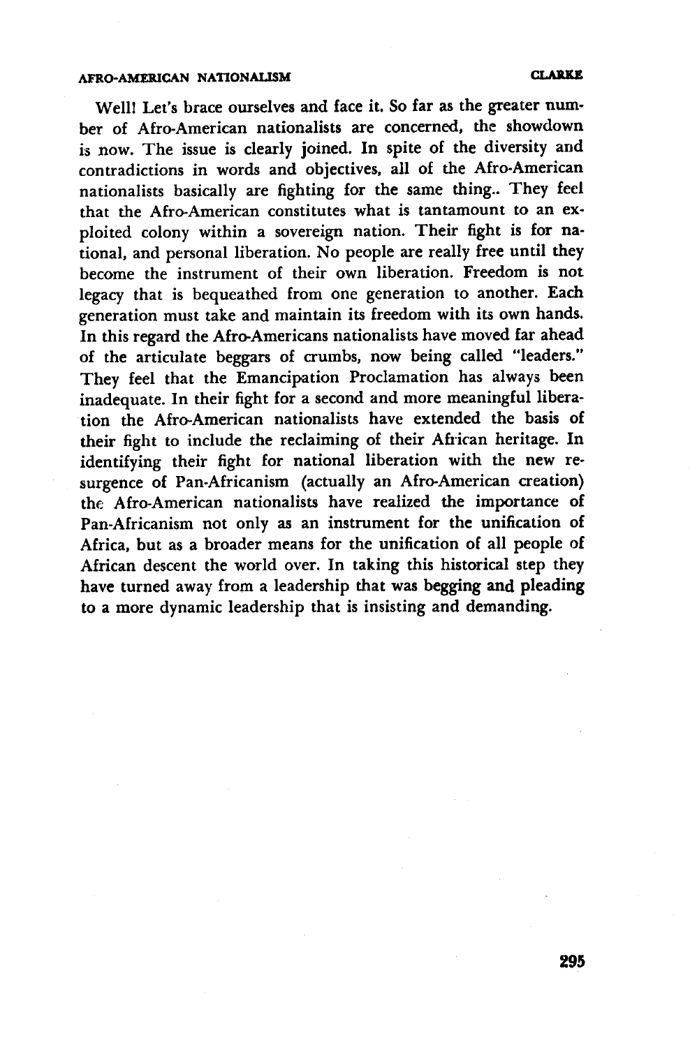Well! Let's brace ourselves and face it. So far as the greater number of Afro-American nationalists are concerned, the showdown is now. The issue is clearly joined. In spite of the diversity and contradictions in words and objectives, all of the Afro-American nationalists basically are fighting for the same thing.. They feel that the Afro-American constitutes what is tantamount to an exploited colony within a sovereign nation. Their fight is for national, and personal liberation. No people are really free until they become the instrument of their own liberation. Freedom is not legacy that is bequeathed from one generation to another. Each generation must take and maintain its freedom with its own hands. In this regard the Afro-Americans nationalists have moved far ahead of the articulate beggars of crumbs, now being called "leaders." They feel that the Emancipation Proclamation has always been inadequate. In their fight for a second and more meaningful liberation the Afro-American nationalists have extended the basis of their fight to include the reclaiming of their African heritage. In identifying their fight for national liberation with the new resurgence of Pan-Africanism (actually an Afro-American creation) the Afro-American nationalists have realized the importance of Pan-Africanism not only as an instrument for the unification of Africa, but as a broader means for the unification of all people of African descent the world over. In taking this historical step they have turned away from a leadership that was begging and pleading to a more dynamic leadership that is insisting and demanding.